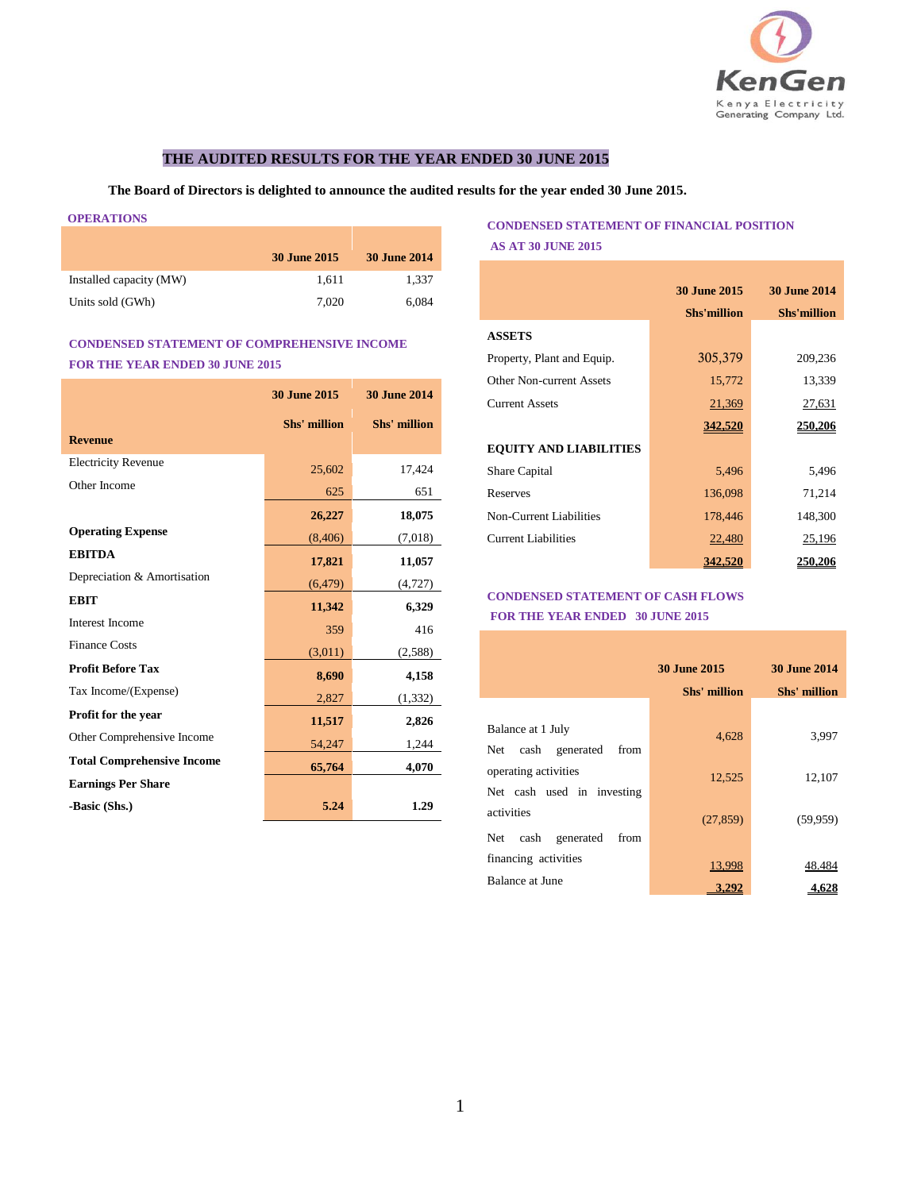# THE AUDITED RESULTS FOR THE YEAR ENDED 30 JUNE 2015

**The Board of Directors is delighted to announce the audited results for the year ended 30 June 2015.**

## OPERATIONS

| | 30 June 2015 | 30 June 2014 |
|---|---|---|
| Installed capacity (MW) | 1,611 | 1,337 |
| Units sold (GWh) | 7,020 | 6,084 |

## CONDENSED STATEMENT OF COMPREHENSIVE INCOME FOR THE YEAR ENDED 30 JUNE 2015

| | 30 June 2015 | 30 June 2014 |
|---|---|---|
| | Shs' million | Shs' million |
| **Revenue** | | |
| Electricity Revenue | 25,602 | 17,424 |
| Other Income | 625 | 651 |
| | **26,227** | **18,075** |
| **Operating Expense** | (8,406) | (7,018) |
| **EBITDA** | **17,821** | **11,057** |
| Depreciation & Amortisation | (6,479) | (4,727) |
| **EBIT** | **11,342** | **6,329** |
| Interest Income | 359 | 416 |
| Finance Costs | (3,011) | (2,588) |
| **Profit Before Tax** | **8,690** | **4,158** |
| Tax Income/(Expense) | 2,827 | (1,332) |
| **Profit for the year** | **11,517** | **2,826** |
| Other Comprehensive Income | 54,247 | 1,244 |
| **Total Comprehensive Income** | **65,764** | **4,070** |
| **Earnings Per Share** | | |
| **-Basic (Shs.)** | **5.24** | **1.29** |

## CONDENSED STATEMENT OF FINANCIAL POSITION AS AT 30 JUNE 2015

| | 30 June 2015 | 30 June 2014 |
|---|---|---|
| | Shs'million | Shs'million |
| **ASSETS** | | |
| Property, Plant and Equip. | 305,379 | 209,236 |
| Other Non-current Assets | 15,772 | 13,339 |
| Current Assets | 21,369 | 27,631 |
| | **342,520** | **250,206** |
| **EQUITY AND LIABILITIES** | | |
| Share Capital | 5,496 | 5,496 |
| Reserves | 136,098 | 71,214 |
| Non-Current Liabilities | 178,446 | 148,300 |
| Current Liabilities | 22,480 | 25,196 |
| | **342,520** | **250,206** |

## CONDENSED STATEMENT OF CASH FLOWS FOR THE YEAR ENDED 30 JUNE 2015

| | 30 June 2015 | 30 June 2014 |
|---|---|---|
| | Shs' million | Shs' million |
| Balance at 1 July | 4,628 | 3,997 |
| Net cash generated from operating activities | 12,525 | 12,107 |
| Net cash used in investing activities | (27,859) | (59,959) |
| Net cash generated from financing activities | 13,998 | 48,484 |
| Balance at June | **3,292** | **4,628** |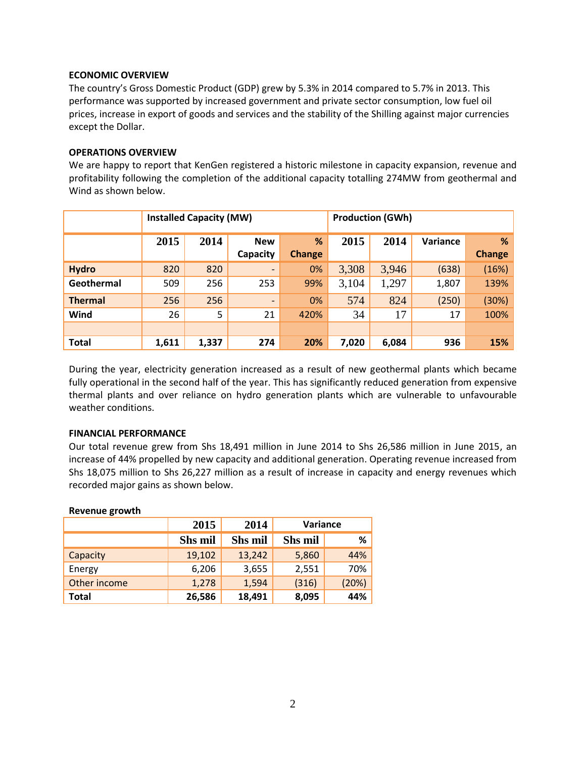**ECONOMIC OVERVIEW**

The country's Gross Domestic Product (GDP) grew by 5.3% in 2014 compared to 5.7% in 2013. This performance was supported by increased government and private sector consumption, low fuel oil prices, increase in export of goods and services and the stability of the Shilling against major currencies except the Dollar.

**OPERATIONS OVERVIEW**

We are happy to report that KenGen registered a historic milestone in capacity expansion, revenue and profitability following the completion of the additional capacity totalling 274MW from geothermal and Wind as shown below.

| | Installed Capacity (MW) | | | | Production (GWh) | | | |
|---|---|---|---|---|---|---|---|---|
| | 2015 | 2014 | New Capacity | % Change | 2015 | 2014 | Variance | % Change |
| **Hydro** | 820 | 820 | - | 0% | 3,308 | 3,946 | (638) | (16%) |
| **Geothermal** | 509 | 256 | 253 | 99% | 3,104 | 1,297 | 1,807 | 139% |
| **Thermal** | 256 | 256 | - | 0% | 574 | 824 | (250) | (30%) |
| **Wind** | 26 | 5 | 21 | 420% | 34 | 17 | 17 | 100% |
| | | | | | | | | |
| **Total** | **1,611** | **1,337** | **274** | **20%** | **7,020** | **6,084** | **936** | **15%** |

During the year, electricity generation increased as a result of new geothermal plants which became fully operational in the second half of the year. This has significantly reduced generation from expensive thermal plants and over reliance on hydro generation plants which are vulnerable to unfavourable weather conditions.

**FINANCIAL PERFORMANCE**

Our total revenue grew from Shs 18,491 million in June 2014 to Shs 26,586 million in June 2015, an increase of 44% propelled by new capacity and additional generation. Operating revenue increased from Shs 18,075 million to Shs 26,227 million as a result of increase in capacity and energy revenues which recorded major gains as shown below.

**Revenue growth**

| | 2015 | 2014 | Variance | |
|---|---|---|---|---|
| | Shs mil | Shs mil | Shs mil | % |
| Capacity | 19,102 | 13,242 | 5,860 | 44% |
| Energy | 6,206 | 3,655 | 2,551 | 70% |
| Other income | 1,278 | 1,594 | (316) | (20%) |
| **Total** | **26,586** | **18,491** | **8,095** | **44%** |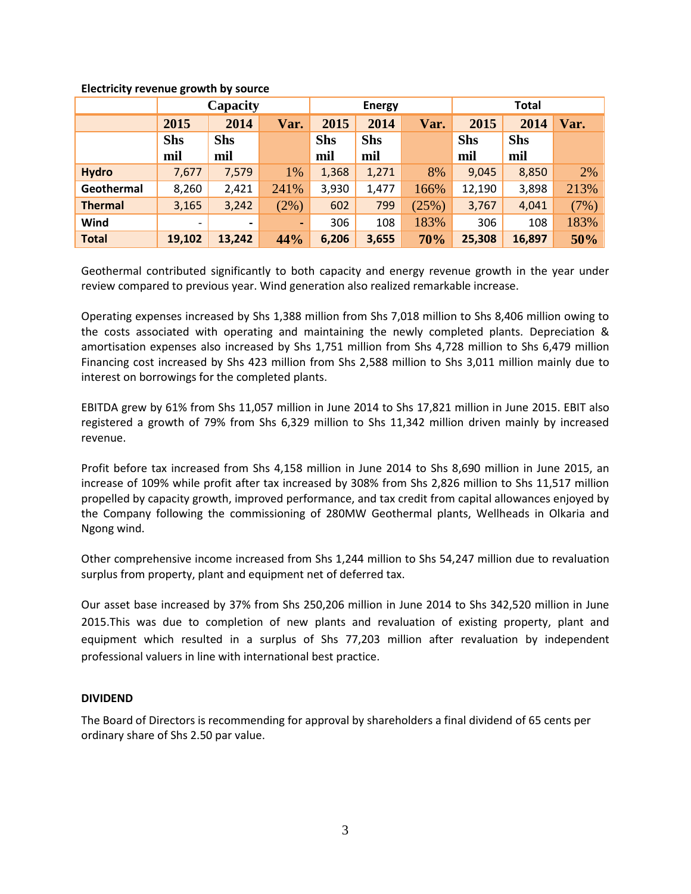**Electricity revenue growth by source**

| | Capacity | | | Energy | | | Total | | |
|---|---|---|---|---|---|---|---|---|---|
| | 2015 | 2014 | Var. | 2015 | 2014 | Var. | 2015 | 2014 | Var. |
| | Shs mil | Shs mil | | Shs mil | Shs mil | | Shs mil | Shs mil | |
| **Hydro** | 7,677 | 7,579 | 1% | 1,368 | 1,271 | 8% | 9,045 | 8,850 | 2% |
| **Geothermal** | 8,260 | 2,421 | 241% | 3,930 | 1,477 | 166% | 12,190 | 3,898 | 213% |
| **Thermal** | 3,165 | 3,242 | (2%) | 602 | 799 | (25%) | 3,767 | 4,041 | (7%) |
| **Wind** | - | - | - | 306 | 108 | 183% | 306 | 108 | 183% |
| **Total** | **19,102** | **13,242** | **44%** | **6,206** | **3,655** | **70%** | **25,308** | **16,897** | **50%** |

Geothermal contributed significantly to both capacity and energy revenue growth in the year under review compared to previous year. Wind generation also realized remarkable increase.

Operating expenses increased by Shs 1,388 million from Shs 7,018 million to Shs 8,406 million owing to the costs associated with operating and maintaining the newly completed plants. Depreciation & amortisation expenses also increased by Shs 1,751 million from Shs 4,728 million to Shs 6,479 million Financing cost increased by Shs 423 million from Shs 2,588 million to Shs 3,011 million mainly due to interest on borrowings for the completed plants.

EBITDA grew by 61% from Shs 11,057 million in June 2014 to Shs 17,821 million in June 2015. EBIT also registered a growth of 79% from Shs 6,329 million to Shs 11,342 million driven mainly by increased revenue.

Profit before tax increased from Shs 4,158 million in June 2014 to Shs 8,690 million in June 2015, an increase of 109% while profit after tax increased by 308% from Shs 2,826 million to Shs 11,517 million propelled by capacity growth, improved performance, and tax credit from capital allowances enjoyed by the Company following the commissioning of 280MW Geothermal plants, Wellheads in Olkaria and Ngong wind.

Other comprehensive income increased from Shs 1,244 million to Shs 54,247 million due to revaluation surplus from property, plant and equipment net of deferred tax.

Our asset base increased by 37% from Shs 250,206 million in June 2014 to Shs 342,520 million in June 2015.This was due to completion of new plants and revaluation of existing property, plant and equipment which resulted in a surplus of Shs 77,203 million after revaluation by independent professional valuers in line with international best practice.

**DIVIDEND**

The Board of Directors is recommending for approval by shareholders a final dividend of 65 cents per ordinary share of Shs 2.50 par value.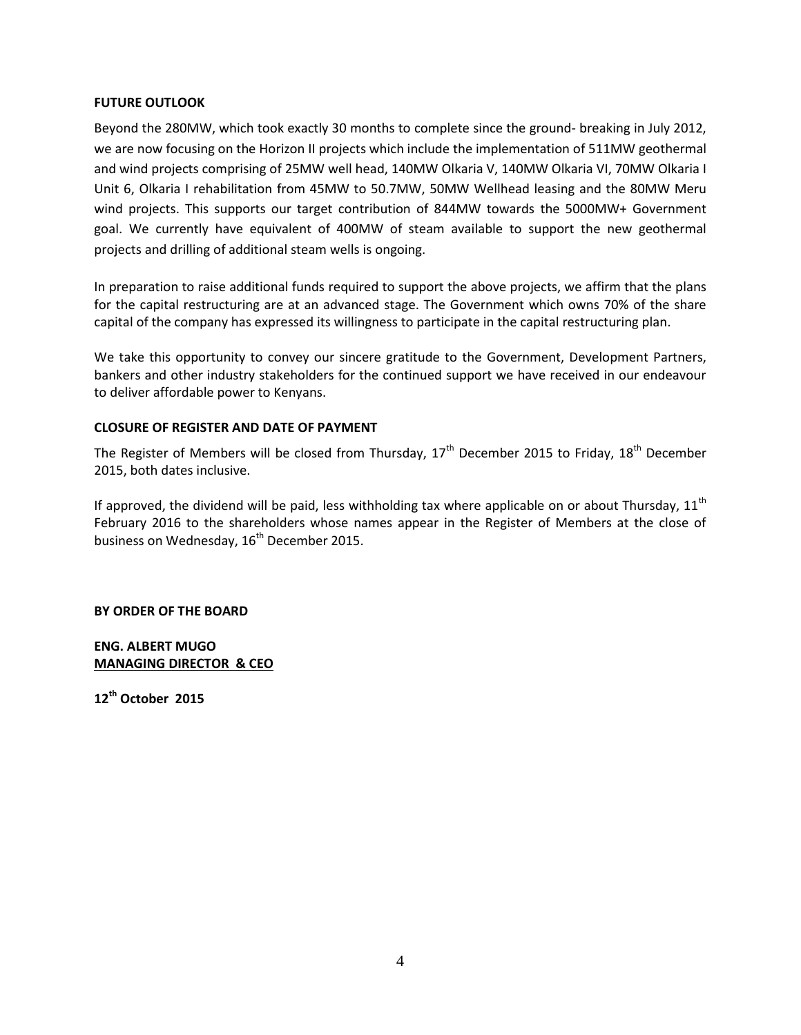## FUTURE OUTLOOK

Beyond the 280MW, which took exactly 30 months to complete since the ground- breaking in July 2012, we are now focusing on the Horizon II projects which include the implementation of 511MW geothermal and wind projects comprising of 25MW well head, 140MW Olkaria V, 140MW Olkaria VI, 70MW Olkaria I Unit 6, Olkaria I rehabilitation from 45MW to 50.7MW, 50MW Wellhead leasing and the 80MW Meru wind projects. This supports our target contribution of 844MW towards the 5000MW+ Government goal. We currently have equivalent of 400MW of steam available to support the new geothermal projects and drilling of additional steam wells is ongoing.

In preparation to raise additional funds required to support the above projects, we affirm that the plans for the capital restructuring are at an advanced stage. The Government which owns 70% of the share capital of the company has expressed its willingness to participate in the capital restructuring plan.

We take this opportunity to convey our sincere gratitude to the Government, Development Partners, bankers and other industry stakeholders for the continued support we have received in our endeavour to deliver affordable power to Kenyans.

## CLOSURE OF REGISTER AND DATE OF PAYMENT

The Register of Members will be closed from Thursday, 17th December 2015 to Friday, 18th December 2015, both dates inclusive.

If approved, the dividend will be paid, less withholding tax where applicable on or about Thursday, 11th February 2016 to the shareholders whose names appear in the Register of Members at the close of business on Wednesday, 16th December 2015.

**BY ORDER OF THE BOARD**

**ENG. ALBERT MUGO**
**MANAGING DIRECTOR & CEO**

**12th October 2015**